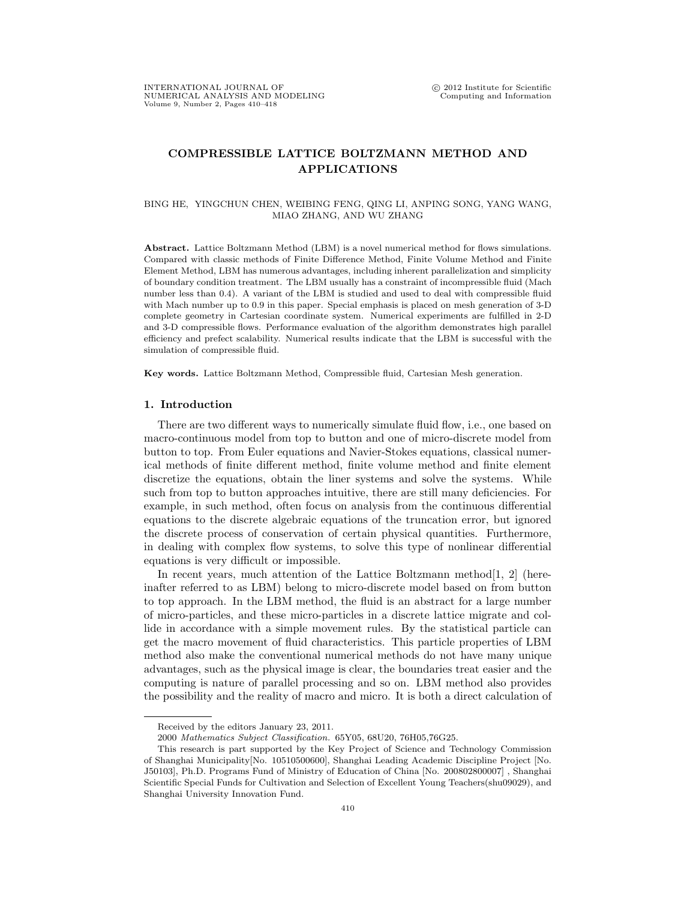# COMPRESSIBLE LATTICE BOLTZMANN METHOD AND APPLICATIONS

BING HE, YINGCHUN CHEN, WEIBING FENG, QING LI, ANPING SONG, YANG WANG, MIAO ZHANG, AND WU ZHANG

**Abstract.** Lattice Boltzmann Method (LBM) is a novel numerical method for flows simulations. Compared with classic methods of Finite Difference Method, Finite Volume Method and Finite Element Method, LBM has numerous advantages, including inherent parallelization and simplicity of boundary condition treatment. The LBM usually has a constraint of incompressible fluid (Mach number less than 0.4). A variant of the LBM is studied and used to deal with compressible fluid with Mach number up to 0.9 in this paper. Special emphasis is placed on mesh generation of 3-D complete geometry in Cartesian coordinate system. Numerical experiments are fulfilled in 2-D and 3-D compressible flows. Performance evaluation of the algorithm demonstrates high parallel efficiency and prefect scalability. Numerical results indicate that the LBM is successful with the simulation of compressible fluid.

**Key words.** Lattice Boltzmann Method, Compressible fluid, Cartesian Mesh generation.

## 1. Introduction

There are two different ways to numerically simulate fluid flow, i.e., one based on macro-continuous model from top to button and one of micro-discrete model from button to top. From Euler equations and Navier-Stokes equations, classical numerical methods of finite different method, finite volume method and finite element discretize the equations, obtain the liner systems and solve the systems. While such from top to button approaches intuitive, there are still many deficiencies. For example, in such method, often focus on analysis from the continuous differential equations to the discrete algebraic equations of the truncation error, but ignored the discrete process of conservation of certain physical quantities. Furthermore, in dealing with complex flow systems, to solve this type of nonlinear differential equations is very difficult or impossible.

In recent years, much attention of the Lattice Boltzmann method[1, 2] (hereinafter referred to as LBM) belong to micro-discrete model based on from button to top approach. In the LBM method, the fluid is an abstract for a large number of micro-particles, and these micro-particles in a discrete lattice migrate and collide in accordance with a simple movement rules. By the statistical particle can get the macro movement of fluid characteristics. This particle properties of LBM method also make the conventional numerical methods do not have many unique advantages, such as the physical image is clear, the boundaries treat easier and the computing is nature of parallel processing and so on. LBM method also provides the possibility and the reality of macro and micro. It is both a direct calculation of

---

Received by the editors January 23, 2011.

2000 *Mathematics Subject Classification.* 65Y05, 68U20, 76H05,76G25.

This research is part supported by the Key Project of Science and Technology Commission of Shanghai Municipality[No. 10510500600], Shanghai Leading Academic Discipline Project [No. J50103], Ph.D. Programs Fund of Ministry of Education of China [No. 200802800007] , Shanghai Scientific Special Funds for Cultivation and Selection of Excellent Young Teachers(shu09029), and Shanghai University Innovation Fund.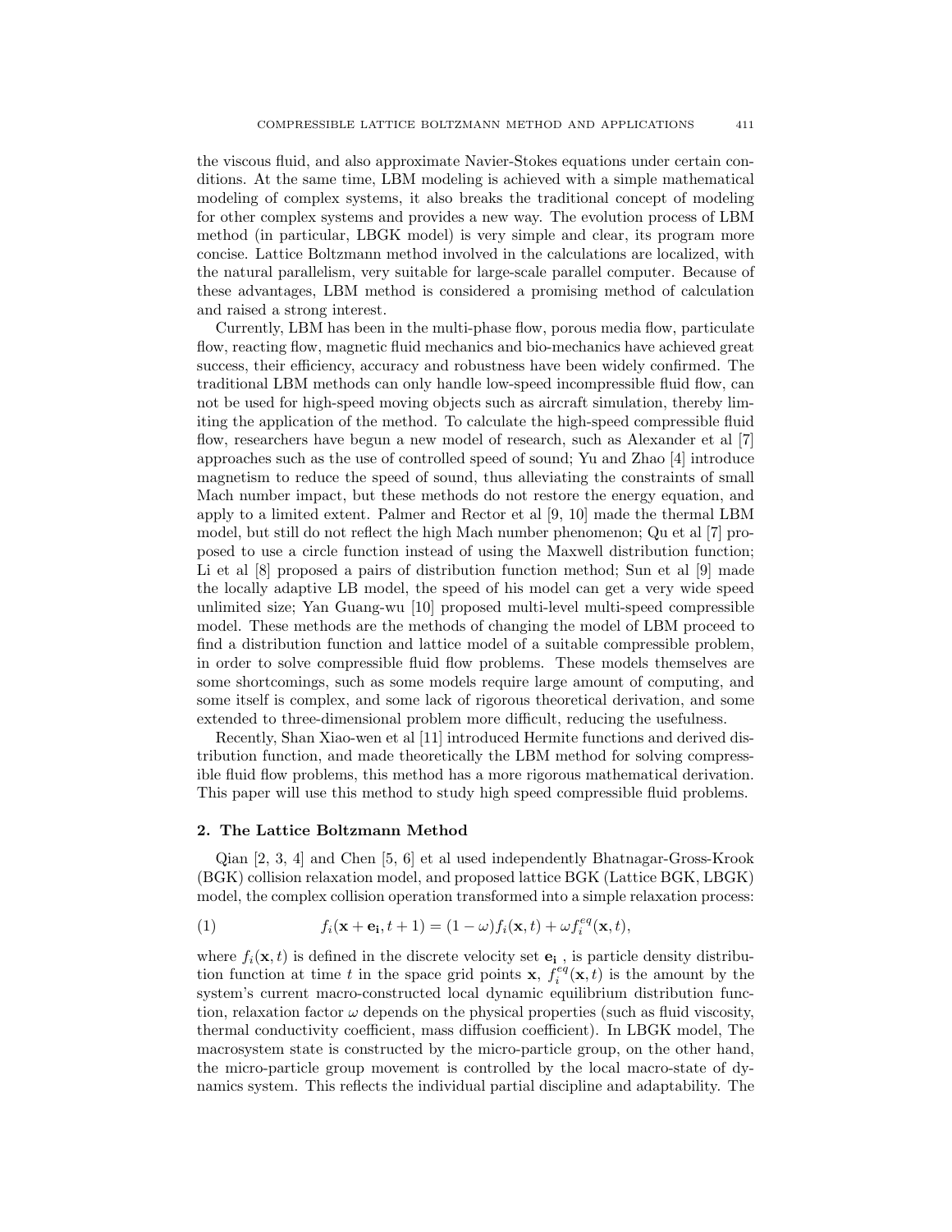the viscous fluid, and also approximate Navier-Stokes equations under certain conditions. At the same time, LBM modeling is achieved with a simple mathematical modeling of complex systems, it also breaks the traditional concept of modeling for other complex systems and provides a new way. The evolution process of LBM method (in particular, LBGK model) is very simple and clear, its program more concise. Lattice Boltzmann method involved in the calculations are localized, with the natural parallelism, very suitable for large-scale parallel computer. Because of these advantages, LBM method is considered a promising method of calculation and raised a strong interest.

Currently, LBM has been in the multi-phase flow, porous media flow, particulate flow, reacting flow, magnetic fluid mechanics and bio-mechanics have achieved great success, their efficiency, accuracy and robustness have been widely confirmed. The traditional LBM methods can only handle low-speed incompressible fluid flow, can not be used for high-speed moving objects such as aircraft simulation, thereby limiting the application of the method. To calculate the high-speed compressible fluid flow, researchers have begun a new model of research, such as Alexander et al [7] approaches such as the use of controlled speed of sound; Yu and Zhao [4] introduce magnetism to reduce the speed of sound, thus alleviating the constraints of small Mach number impact, but these methods do not restore the energy equation, and apply to a limited extent. Palmer and Rector et al [9, 10] made the thermal LBM model, but still do not reflect the high Mach number phenomenon; Qu et al [7] proposed to use a circle function instead of using the Maxwell distribution function; Li et al [8] proposed a pairs of distribution function method; Sun et al [9] made the locally adaptive LB model, the speed of his model can get a very wide speed unlimited size; Yan Guang-wu [10] proposed multi-level multi-speed compressible model. These methods are the methods of changing the model of LBM proceed to find a distribution function and lattice model of a suitable compressible problem, in order to solve compressible fluid flow problems. These models themselves are some shortcomings, such as some models require large amount of computing, and some itself is complex, and some lack of rigorous theoretical derivation, and some extended to three-dimensional problem more difficult, reducing the usefulness.

Recently, Shan Xiao-wen et al [11] introduced Hermite functions and derived distribution function, and made theoretically the LBM method for solving compressible fluid flow problems, this method has a more rigorous mathematical derivation. This paper will use this method to study high speed compressible fluid problems.

## 2. The Lattice Boltzmann Method

Qian [2, 3, 4] and Chen [5, 6] et al used independently Bhatnagar-Gross-Krook (BGK) collision relaxation model, and proposed lattice BGK (Lattice BGK, LBGK) model, the complex collision operation transformed into a simple relaxation process:

$$f_i(\mathbf{x} + \mathbf{e_i}, t + 1) = (1 - \omega) f_i(\mathbf{x}, t) + \omega f_i^{eq}(\mathbf{x}, t), \tag{1}$$

where $f_i(\mathbf{x}, t)$ is defined in the discrete velocity set $\mathbf{e_i}$ , is particle density distribution function at time $t$ in the space grid points $\mathbf{x}$, $f_i^{eq}(\mathbf{x}, t)$ is the amount by the system's current macro-constructed local dynamic equilibrium distribution function, relaxation factor $\omega$ depends on the physical properties (such as fluid viscosity, thermal conductivity coefficient, mass diffusion coefficient). In LBGK model, The macrosystem state is constructed by the micro-particle group, on the other hand, the micro-particle group movement is controlled by the local macro-state of dynamics system. This reflects the individual partial discipline and adaptability. The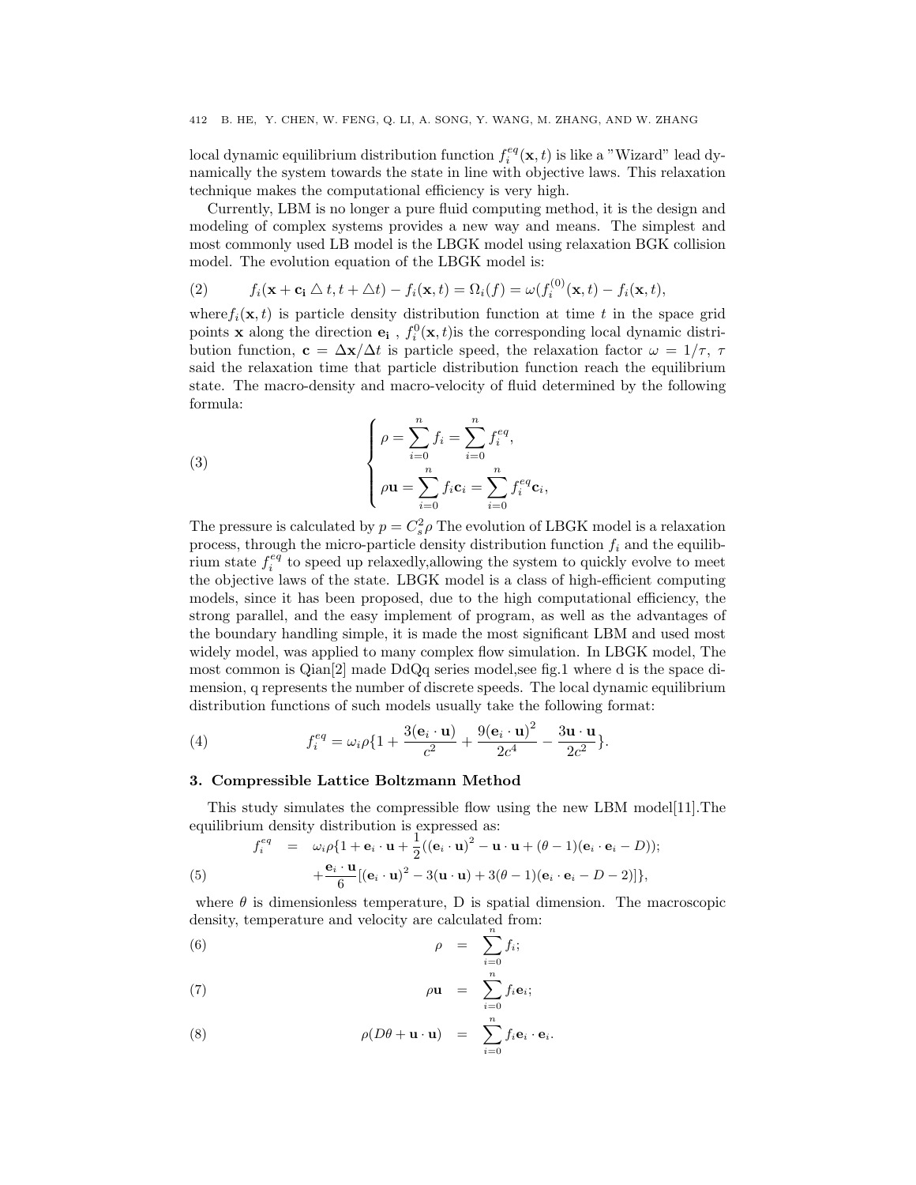local dynamic equilibrium distribution function $f_i^{eq}(\mathbf{x},t)$ is like a "Wizard" lead dynamically the system towards the state in line with objective laws. This relaxation technique makes the computational efficiency is very high.

Currently, LBM is no longer a pure fluid computing method, it is the design and modeling of complex systems provides a new way and means. The simplest and most commonly used LB model is the LBGK model using relaxation BGK collision model. The evolution equation of the LBGK model is:

$$f_i(\mathbf{x}+\mathbf{c_i} \triangle t, t+\triangle t) - f_i(\mathbf{x},t) = \Omega_i(f) = \omega(f_i^{(0)}(\mathbf{x},t) - f_i(\mathbf{x},t), \tag{2}$$

where$f_i(\mathbf{x},t)$ is particle density distribution function at time $t$ in the space grid points $\mathbf{x}$ along the direction $\mathbf{e_i}$ , $f_i^0(\mathbf{x},t)$is the corresponding local dynamic distribution function, $\mathbf{c} = \Delta\mathbf{x}/\Delta t$ is particle speed, the relaxation factor $\omega = 1/\tau$, $\tau$ said the relaxation time that particle distribution function reach the equilibrium state. The macro-density and macro-velocity of fluid determined by the following formula:

$$\begin{cases} \rho = \sum_{i=0}^{n} f_i = \sum_{i=0}^{n} f_i^{eq}, \\ \rho\mathbf{u} = \sum_{i=0}^{n} f_i\mathbf{c}_i = \sum_{i=0}^{n} f_i^{eq}\mathbf{c}_i, \end{cases} \tag{3}$$

The pressure is calculated by $p = C_s^2\rho$ The evolution of LBGK model is a relaxation process, through the micro-particle density distribution function $f_i$ and the equilibrium state $f_i^{eq}$ to speed up relaxedly,allowing the system to quickly evolve to meet the objective laws of the state. LBGK model is a class of high-efficient computing models, since it has been proposed, due to the high computational efficiency, the strong parallel, and the easy implement of program, as well as the advantages of the boundary handling simple, it is made the most significant LBM and used most widely model, was applied to many complex flow simulation. In LBGK model, The most common is Qian[2] made DdQq series model,see fig.1 where d is the space dimension, q represents the number of discrete speeds. The local dynamic equilibrium distribution functions of such models usually take the following format:

$$f_i^{eq} = \omega_i\rho\{1 + \frac{3(\mathbf{e}_i\cdot\mathbf{u})}{c^2} + \frac{9(\mathbf{e}_i\cdot\mathbf{u})^2}{2c^4} - \frac{3\mathbf{u}\cdot\mathbf{u}}{2c^2}\}. \tag{4}$$

### 3. Compressible Lattice Boltzmann Method

This study simulates the compressible flow using the new LBM model[11].The equilibrium density distribution is expressed as:

$$\begin{aligned} f_i^{eq} \quad &= \quad \omega_i\rho\{1 + \mathbf{e}_i\cdot\mathbf{u} + \frac{1}{2}((\mathbf{e}_i\cdot\mathbf{u})^2 - \mathbf{u}\cdot\mathbf{u} + (\theta-1)(\mathbf{e}_i\cdot\mathbf{e}_i - D)); \\ &\quad + \frac{\mathbf{e}_i\cdot\mathbf{u}}{6}[(\mathbf{e}_i\cdot\mathbf{u})^2 - 3(\mathbf{u}\cdot\mathbf{u}) + 3(\theta-1)(\mathbf{e}_i\cdot\mathbf{e}_i - D - 2)]\}, \end{aligned} \tag{5}$$

where $\theta$ is dimensionless temperature, D is spatial dimension. The macroscopic density, temperature and velocity are calculated from:

$$\rho = \sum_{i=0}^{n} f_i; \tag{6}$$

$$\rho\mathbf{u} = \sum_{i=0}^{n} f_i\mathbf{e}_i; \tag{7}$$

$$\rho(D\theta + \mathbf{u}\cdot\mathbf{u}) = \sum_{i=0}^{n} f_i\mathbf{e}_i\cdot\mathbf{e}_i. \tag{8}$$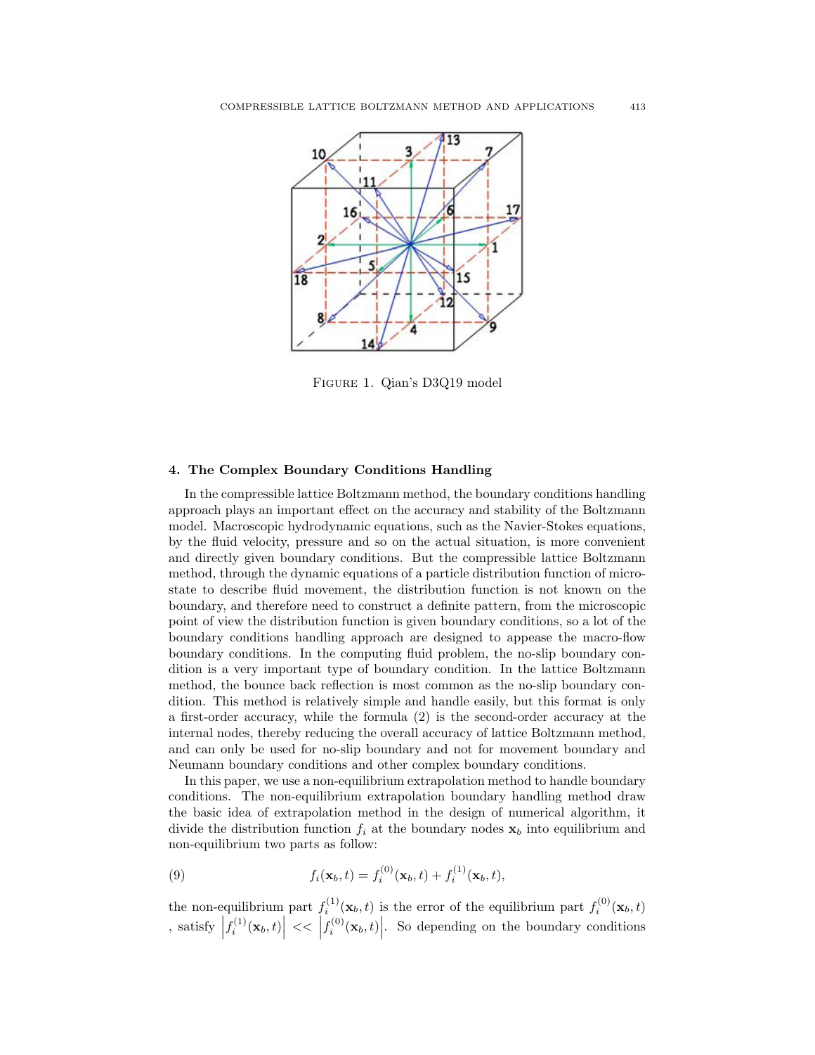FIGURE 1. Qian's D3Q19 model

## 4. The Complex Boundary Conditions Handling

In the compressible lattice Boltzmann method, the boundary conditions handling approach plays an important effect on the accuracy and stability of the Boltzmann model. Macroscopic hydrodynamic equations, such as the Navier-Stokes equations, by the fluid velocity, pressure and so on the actual situation, is more convenient and directly given boundary conditions. But the compressible lattice Boltzmann method, through the dynamic equations of a particle distribution function of micro-state to describe fluid movement, the distribution function is not known on the boundary, and therefore need to construct a definite pattern, from the microscopic point of view the distribution function is given boundary conditions, so a lot of the boundary conditions handling approach are designed to appease the macro-flow boundary conditions. In the computing fluid problem, the no-slip boundary condition is a very important type of boundary condition. In the lattice Boltzmann method, the bounce back reflection is most common as the no-slip boundary condition. This method is relatively simple and handle easily, but this format is only a first-order accuracy, while the formula (2) is the second-order accuracy at the internal nodes, thereby reducing the overall accuracy of lattice Boltzmann method, and can only be used for no-slip boundary and not for movement boundary and Neumann boundary conditions and other complex boundary conditions.

In this paper, we use a non-equilibrium extrapolation method to handle boundary conditions. The non-equilibrium extrapolation boundary handling method draw the basic idea of extrapolation method in the design of numerical algorithm, it divide the distribution function $f_i$ at the boundary nodes $\mathbf{x}_b$ into equilibrium and non-equilibrium two parts as follow:

$$f_i(\mathbf{x}_b, t) = f_i^{(0)}(\mathbf{x}_b, t) + f_i^{(1)}(\mathbf{x}_b, t), \tag{9}$$

the non-equilibrium part $f_i^{(1)}(\mathbf{x}_b, t)$ is the error of the equilibrium part $f_i^{(0)}(\mathbf{x}_b, t)$ , satisfy $\left|f_i^{(1)}(\mathbf{x}_b, t)\right| << \left|f_i^{(0)}(\mathbf{x}_b, t)\right|$. So depending on the boundary conditions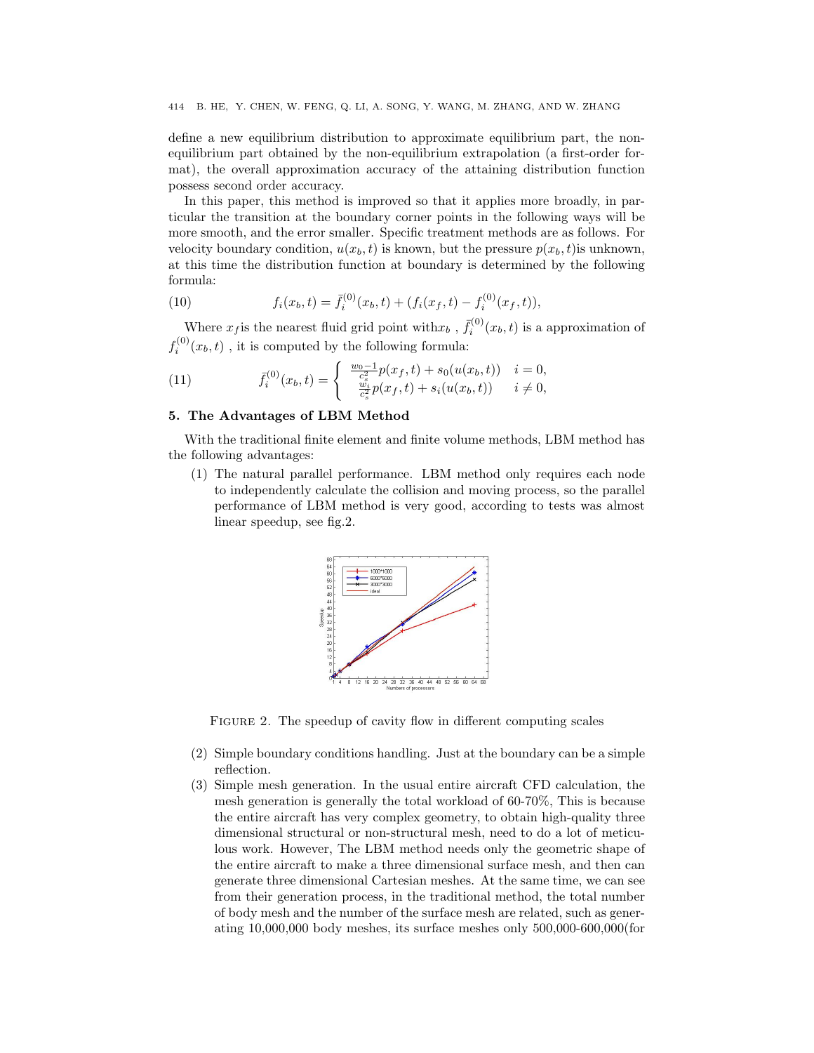define a new equilibrium distribution to approximate equilibrium part, the non-equilibrium part obtained by the non-equilibrium extrapolation (a first-order format), the overall approximation accuracy of the attaining distribution function possess second order accuracy.

In this paper, this method is improved so that it applies more broadly, in particular the transition at the boundary corner points in the following ways will be more smooth, and the error smaller. Specific treatment methods are as follows. For velocity boundary condition, $u(x_b, t)$ is known, but the pressure $p(x_b, t)$is unknown, at this time the distribution function at boundary is determined by the following formula:

$$f_i(x_b, t) = \bar{f}_i^{(0)}(x_b, t) + (f_i(x_f, t) - f_i^{(0)}(x_f, t)), \tag{10}$$

Where $x_f$is the nearest fluid grid point with$x_b$ , $\bar{f}_i^{(0)}(x_b, t)$ is a approximation of $f_i^{(0)}(x_b, t)$ , it is computed by the following formula:

$$\bar{f}_i^{(0)}(x_b, t) = \begin{cases} \frac{w_0 - 1}{c_s^2} p(x_f, t) + s_0(u(x_b, t)) & i = 0, \\ \frac{w_i}{c_s^2} p(x_f, t) + s_i(u(x_b, t)) & i \neq 0, \end{cases} \tag{11}$$

## 5. The Advantages of LBM Method

With the traditional finite element and finite volume methods, LBM method has the following advantages:

(1) The natural parallel performance. LBM method only requires each node to independently calculate the collision and moving process, so the parallel performance of LBM method is very good, according to tests was almost linear speedup, see fig.2.

FIGURE 2. The speedup of cavity flow in different computing scales

(2) Simple boundary conditions handling. Just at the boundary can be a simple reflection.

(3) Simple mesh generation. In the usual entire aircraft CFD calculation, the mesh generation is generally the total workload of 60-70%, This is because the entire aircraft has very complex geometry, to obtain high-quality three dimensional structural or non-structural mesh, need to do a lot of meticulous work. However, The LBM method needs only the geometric shape of the entire aircraft to make a three dimensional surface mesh, and then can generate three dimensional Cartesian meshes. At the same time, we can see from their generation process, in the traditional method, the total number of body mesh and the number of the surface mesh are related, such as generating 10,000,000 body meshes, its surface meshes only 500,000-600,000(for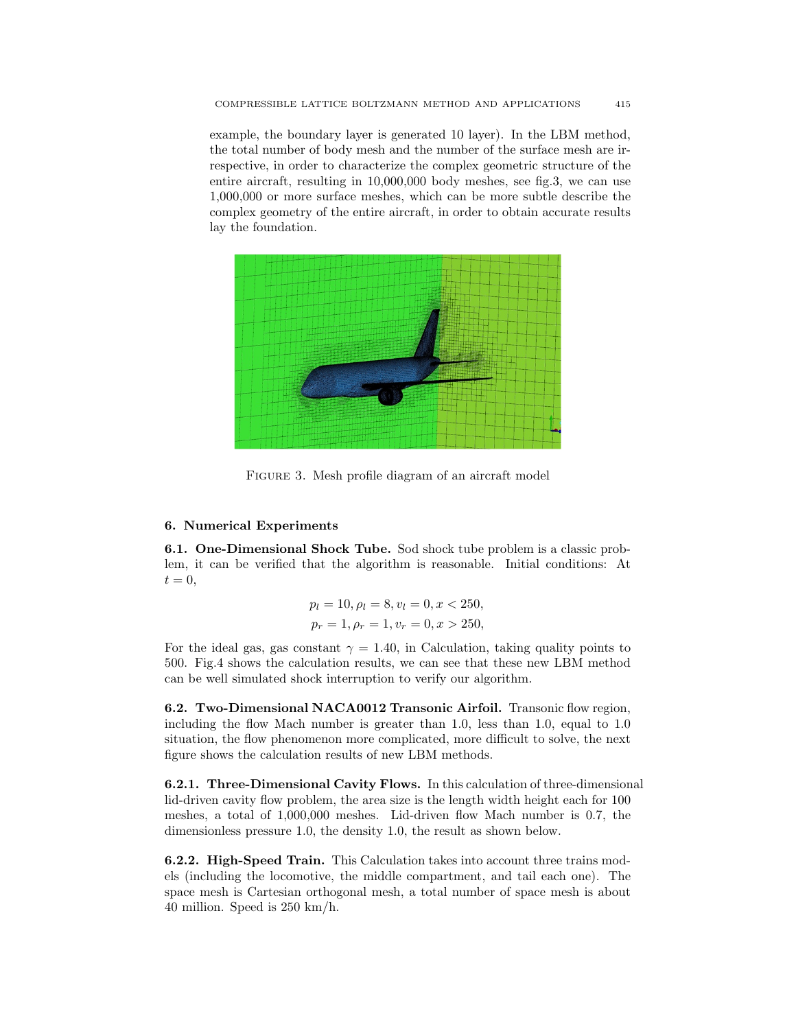example, the boundary layer is generated 10 layer). In the LBM method, the total number of body mesh and the number of the surface mesh are irrespective, in order to characterize the complex geometric structure of the entire aircraft, resulting in 10,000,000 body meshes, see fig.3, we can use 1,000,000 or more surface meshes, which can be more subtle describe the complex geometry of the entire aircraft, in order to obtain accurate results lay the foundation.

FIGURE 3. Mesh profile diagram of an aircraft model

## 6. Numerical Experiments

**6.1. One-Dimensional Shock Tube.** Sod shock tube problem is a classic problem, it can be verified that the algorithm is reasonable. Initial conditions: At $t = 0$,

$$p_l = 10, \rho_l = 8, v_l = 0, x < 250,$$
$$p_r = 1, \rho_r = 1, v_r = 0, x > 250,$$

For the ideal gas, gas constant $\gamma = 1.40$, in Calculation, taking quality points to 500. Fig.4 shows the calculation results, we can see that these new LBM method can be well simulated shock interruption to verify our algorithm.

**6.2. Two-Dimensional NACA0012 Transonic Airfoil.** Transonic flow region, including the flow Mach number is greater than 1.0, less than 1.0, equal to 1.0 situation, the flow phenomenon more complicated, more difficult to solve, the next figure shows the calculation results of new LBM methods.

**6.2.1. Three-Dimensional Cavity Flows.** In this calculation of three-dimensional lid-driven cavity flow problem, the area size is the length width height each for 100 meshes, a total of 1,000,000 meshes. Lid-driven flow Mach number is 0.7, the dimensionless pressure 1.0, the density 1.0, the result as shown below.

**6.2.2. High-Speed Train.** This Calculation takes into account three trains models (including the locomotive, the middle compartment, and tail each one). The space mesh is Cartesian orthogonal mesh, a total number of space mesh is about 40 million. Speed is 250 km/h.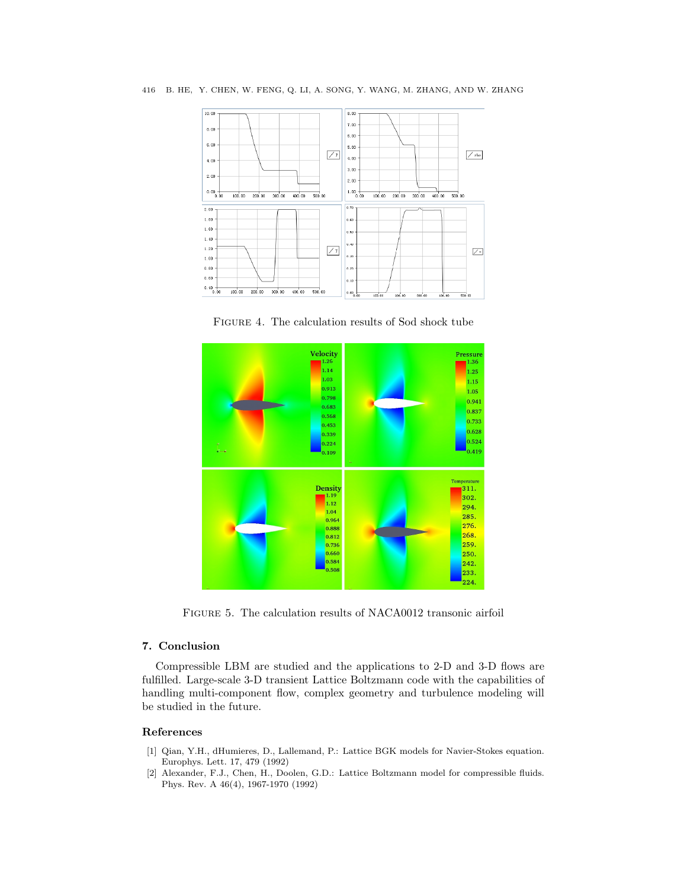FIGURE 4. The calculation results of Sod shock tube

FIGURE 5. The calculation results of NACA0012 transonic airfoil

## 7. Conclusion

Compressible LBM are studied and the applications to 2-D and 3-D flows are fulfilled. Large-scale 3-D transient Lattice Boltzmann code with the capabilities of handling multi-component flow, complex geometry and turbulence modeling will be studied in the future.

## References

[1] Qian, Y.H., dHumieres, D., Lallemand, P.: Lattice BGK models for Navier-Stokes equation. Europhys. Lett. 17, 479 (1992)

[2] Alexander, F.J., Chen, H., Doolen, G.D.: Lattice Boltzmann model for compressible fluids. Phys. Rev. A 46(4), 1967-1970 (1992)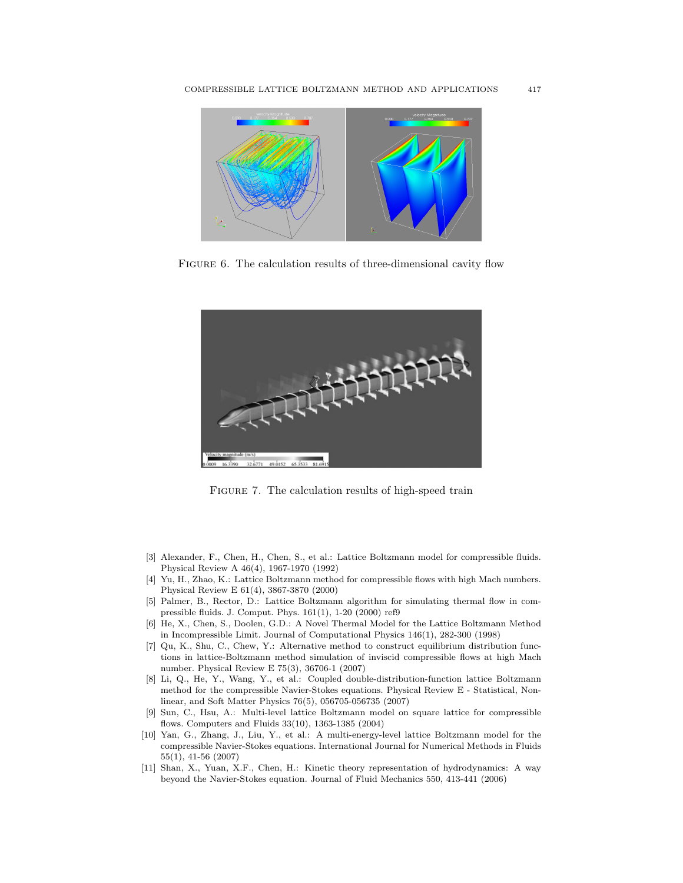Figure 6. The calculation results of three-dimensional cavity flow

Figure 7. The calculation results of high-speed train

[3] Alexander, F., Chen, H., Chen, S., et al.: Lattice Boltzmann model for compressible fluids. Physical Review A 46(4), 1967-1970 (1992)

[4] Yu, H., Zhao, K.: Lattice Boltzmann method for compressible flows with high Mach numbers. Physical Review E 61(4), 3867-3870 (2000)

[5] Palmer, B., Rector, D.: Lattice Boltzmann algorithm for simulating thermal flow in compressible fluids. J. Comput. Phys. 161(1), 1-20 (2000) ref9

[6] He, X., Chen, S., Doolen, G.D.: A Novel Thermal Model for the Lattice Boltzmann Method in Incompressible Limit. Journal of Computational Physics 146(1), 282-300 (1998)

[7] Qu, K., Shu, C., Chew, Y.: Alternative method to construct equilibrium distribution functions in lattice-Boltzmann method simulation of inviscid compressible flows at high Mach number. Physical Review E 75(3), 36706-1 (2007)

[8] Li, Q., He, Y., Wang, Y., et al.: Coupled double-distribution-function lattice Boltzmann method for the compressible Navier-Stokes equations. Physical Review E - Statistical, Nonlinear, and Soft Matter Physics 76(5), 056705-056735 (2007)

[9] Sun, C., Hsu, A.: Multi-level lattice Boltzmann model on square lattice for compressible flows. Computers and Fluids 33(10), 1363-1385 (2004)

[10] Yan, G., Zhang, J., Liu, Y., et al.: A multi-energy-level lattice Boltzmann model for the compressible Navier-Stokes equations. International Journal for Numerical Methods in Fluids 55(1), 41-56 (2007)

[11] Shan, X., Yuan, X.F., Chen, H.: Kinetic theory representation of hydrodynamics: A way beyond the Navier-Stokes equation. Journal of Fluid Mechanics 550, 413-441 (2006)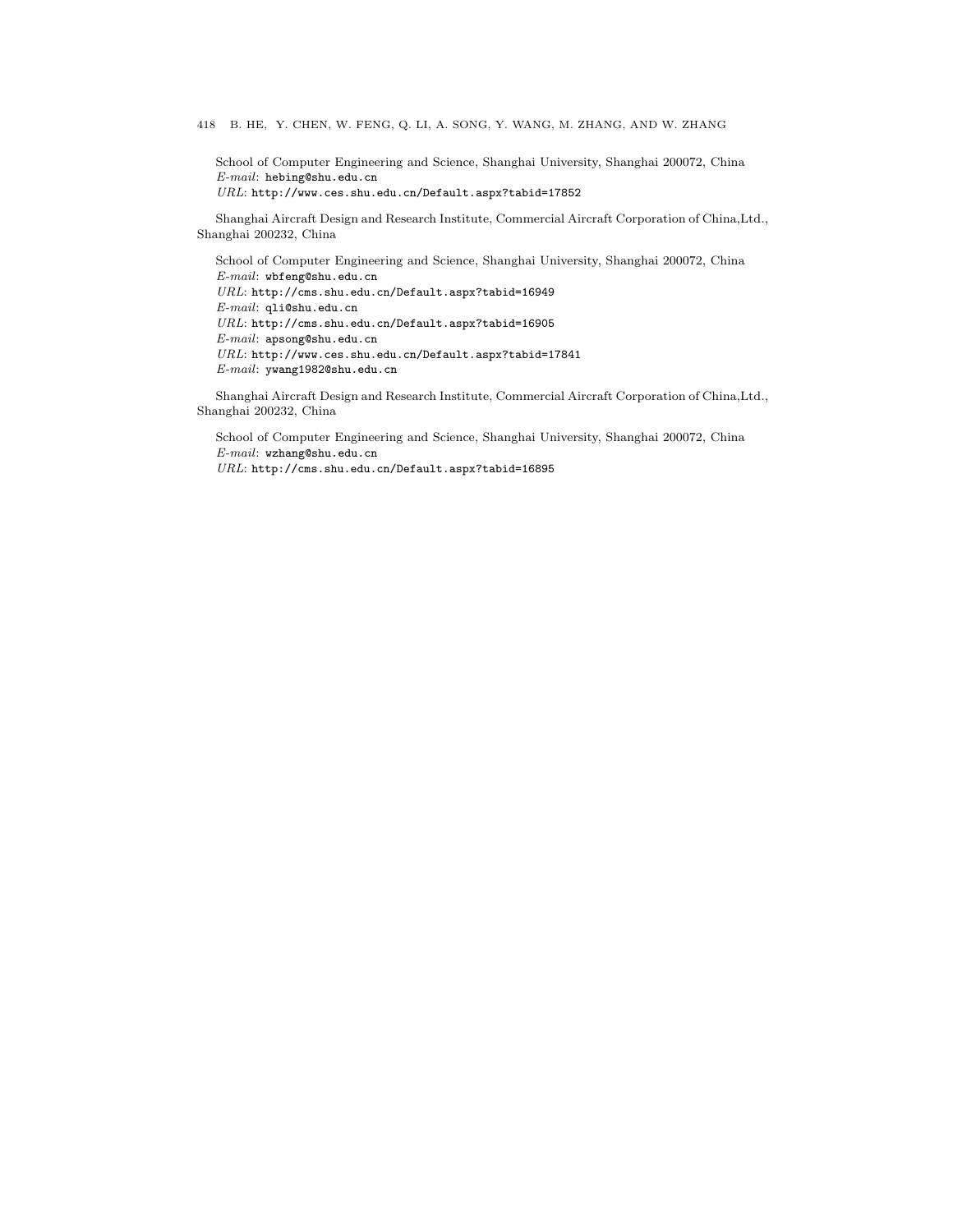School of Computer Engineering and Science, Shanghai University, Shanghai 200072, China
*E-mail*: hebing@shu.edu.cn
*URL*: http://www.ces.shu.edu.cn/Default.aspx?tabid=17852

Shanghai Aircraft Design and Research Institute, Commercial Aircraft Corporation of China,Ltd., Shanghai 200232, China

School of Computer Engineering and Science, Shanghai University, Shanghai 200072, China
*E-mail*: wbfeng@shu.edu.cn
*URL*: http://cms.shu.edu.cn/Default.aspx?tabid=16949
*E-mail*: qli@shu.edu.cn
*URL*: http://cms.shu.edu.cn/Default.aspx?tabid=16905
*E-mail*: apsong@shu.edu.cn
*URL*: http://www.ces.shu.edu.cn/Default.aspx?tabid=17841
*E-mail*: ywang1982@shu.edu.cn

Shanghai Aircraft Design and Research Institute, Commercial Aircraft Corporation of China,Ltd., Shanghai 200232, China

School of Computer Engineering and Science, Shanghai University, Shanghai 200072, China
*E-mail*: wzhang@shu.edu.cn
*URL*: http://cms.shu.edu.cn/Default.aspx?tabid=16895